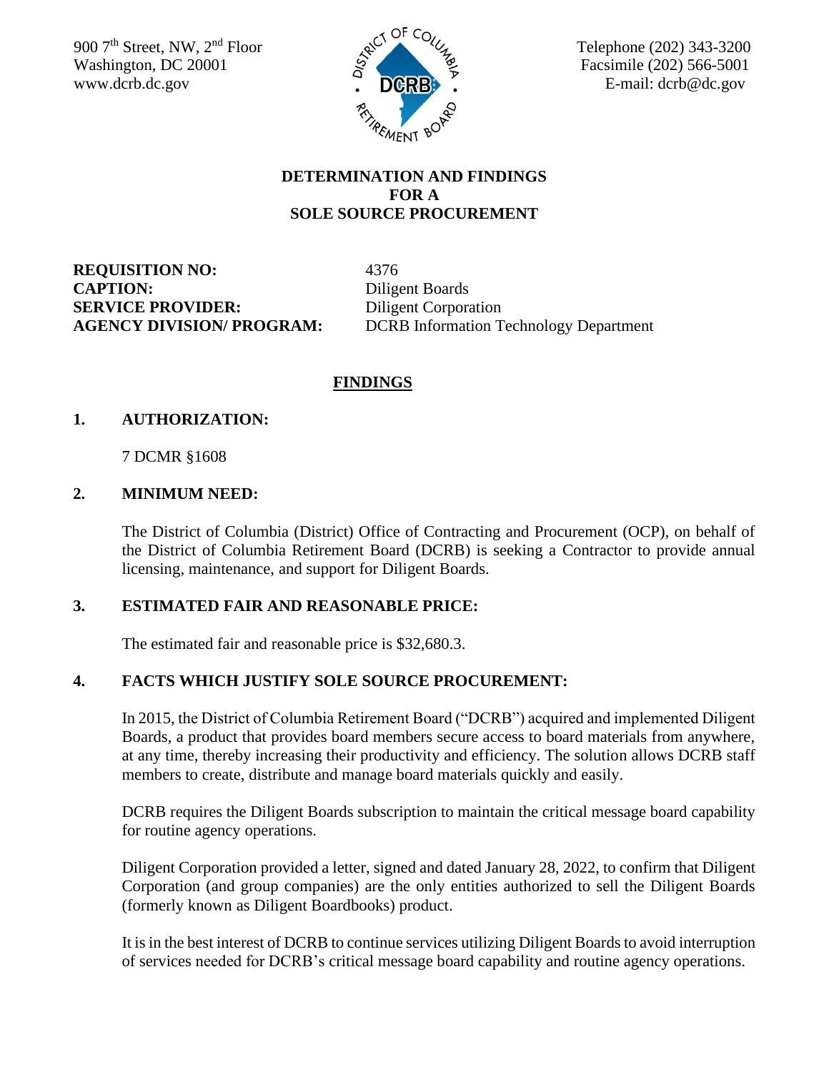900 7th Street, NW, 2nd Floor
Washington, DC 20001
www.dcrb.dc.gov

Telephone (202) 343-3200
Facsimile (202) 566-5001
E-mail: dcrb@dc.gov

# DETERMINATION AND FINDINGS FOR A SOLE SOURCE PROCUREMENT

**REQUISITION NO:** 4376
**CAPTION:** Diligent Boards
**SERVICE PROVIDER:** Diligent Corporation
**AGENCY DIVISION/ PROGRAM:** DCRB Information Technology Department

## FINDINGS

### 1. AUTHORIZATION:

7 DCMR §1608

### 2. MINIMUM NEED:

The District of Columbia (District) Office of Contracting and Procurement (OCP), on behalf of the District of Columbia Retirement Board (DCRB) is seeking a Contractor to provide annual licensing, maintenance, and support for Diligent Boards.

### 3. ESTIMATED FAIR AND REASONABLE PRICE:

The estimated fair and reasonable price is $32,680.3.

### 4. FACTS WHICH JUSTIFY SOLE SOURCE PROCUREMENT:

In 2015, the District of Columbia Retirement Board ("DCRB") acquired and implemented Diligent Boards, a product that provides board members secure access to board materials from anywhere, at any time, thereby increasing their productivity and efficiency. The solution allows DCRB staff members to create, distribute and manage board materials quickly and easily.

DCRB requires the Diligent Boards subscription to maintain the critical message board capability for routine agency operations.

Diligent Corporation provided a letter, signed and dated January 28, 2022, to confirm that Diligent Corporation (and group companies) are the only entities authorized to sell the Diligent Boards (formerly known as Diligent Boardbooks) product.

It is in the best interest of DCRB to continue services utilizing Diligent Boards to avoid interruption of services needed for DCRB's critical message board capability and routine agency operations.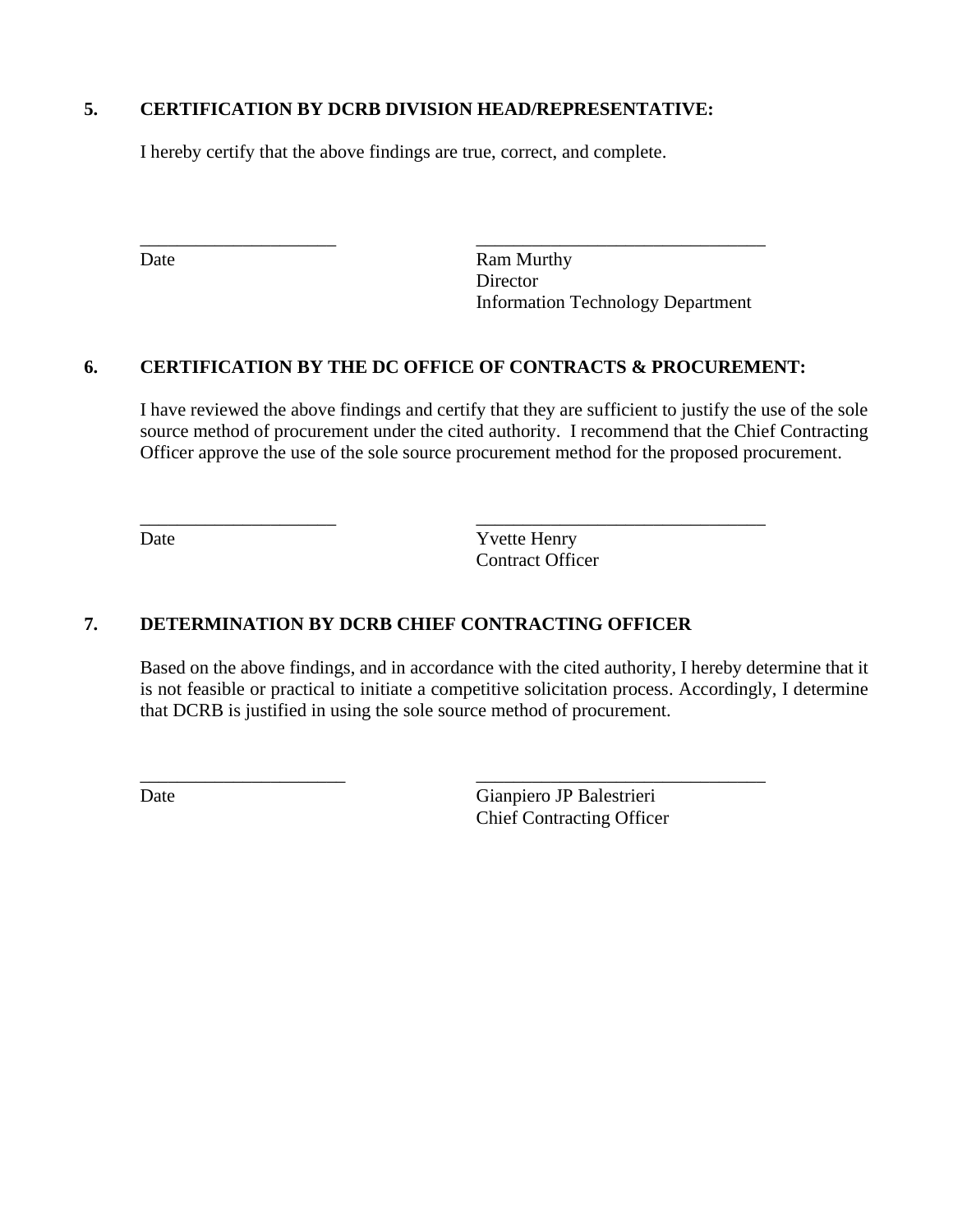**5. CERTIFICATION BY DCRB DIVISION HEAD/REPRESENTATIVE:**

I hereby certify that the above findings are true, correct, and complete.

| | |
|---|---|
| _____________________ | _______________________________ |
| Date | Ram Murthy<br>Director<br>Information Technology Department |

**6. CERTIFICATION BY THE DC OFFICE OF CONTRACTS & PROCUREMENT:**

I have reviewed the above findings and certify that they are sufficient to justify the use of the sole source method of procurement under the cited authority. I recommend that the Chief Contracting Officer approve the use of the sole source procurement method for the proposed procurement.

| | |
|---|---|
| _____________________ | _______________________________ |
| Date | Yvette Henry<br>Contract Officer |

**7. DETERMINATION BY DCRB CHIEF CONTRACTING OFFICER**

Based on the above findings, and in accordance with the cited authority, I hereby determine that it is not feasible or practical to initiate a competitive solicitation process. Accordingly, I determine that DCRB is justified in using the sole source method of procurement.

| | |
|---|---|
| ______________________ | _______________________________ |
| Date | Gianpiero JP Balestrieri<br>Chief Contracting Officer |